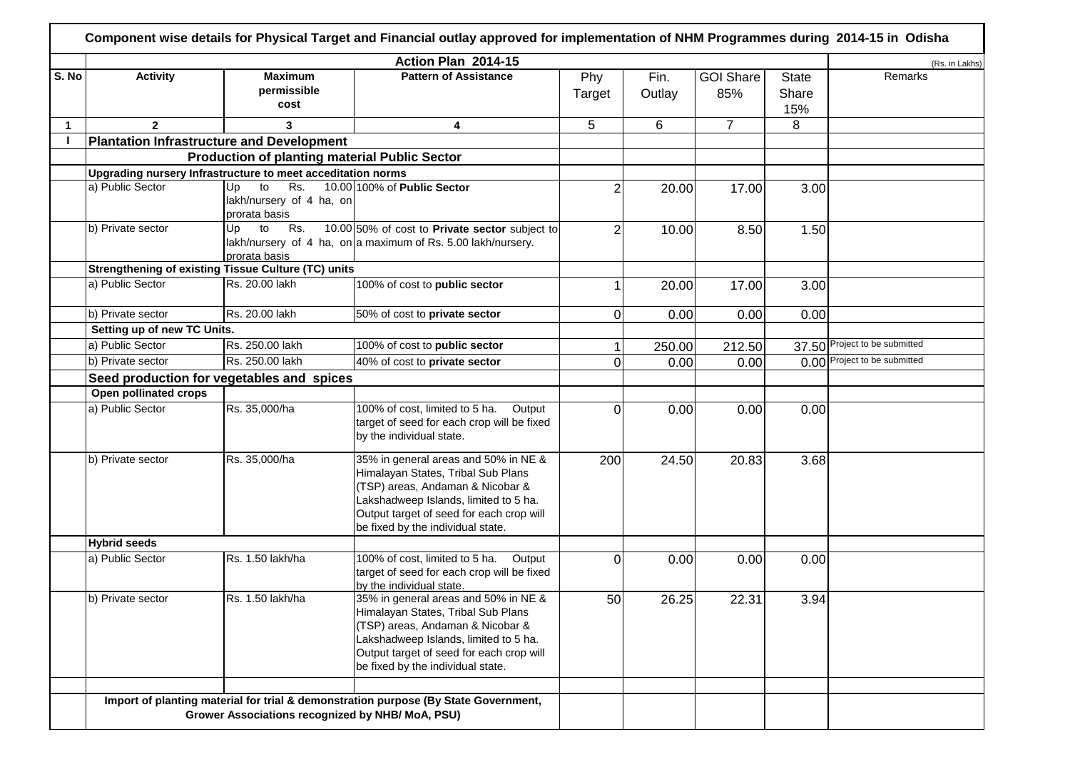# Component wise details for Physical Target and Financial outlay approved for implementation of NHM Programmes during 2014-15 in Odisha

| | | | Action Plan 2014-15 | | | | | (Rs. in Lakhs) |
|---|---|---|---|---|---|---|---|---|
| S. No | Activity | Maximum permissible cost | Pattern of Assistance | Phy Target | Fin. Outlay | GOI Share 85% | State Share 15% | Remarks |
| 1 | 2 | 3 | 4 | 5 | 6 | 7 | 8 | |
| I | **Plantation Infrastructure and Development** | | | | | | | |
| | | **Production of planting material Public Sector** | | | | | | |
| | **Upgrading nursery Infrastructure to meet acceditation norms** | | | | | | | |
| | a) Public Sector | Up to Rs. 10.00 lakh/nursery of 4 ha, on prorata basis | 100% of **Public Sector** | 2 | 20.00 | 17.00 | 3.00 | |
| | b) Private sector | Up to Rs. 10.00 lakh/nursery of 4 ha, on prorata basis | 50% of cost to **Private sector** subject to a maximum of Rs. 5.00 lakh/nursery. | 2 | 10.00 | 8.50 | 1.50 | |
| | **Strengthening of existing Tissue Culture (TC) units** | | | | | | | |
| | a) Public Sector | Rs. 20.00 lakh | 100% of cost to **public sector** | 1 | 20.00 | 17.00 | 3.00 | |
| | b) Private sector | Rs. 20.00 lakh | 50% of cost to **private sector** | 0 | 0.00 | 0.00 | 0.00 | |
| | **Setting up of new TC Units.** | | | | | | | |
| | a) Public Sector | Rs. 250.00 lakh | 100% of cost to **public sector** | 1 | 250.00 | 212.50 | 37.50 | Project to be submitted |
| | b) Private sector | Rs. 250.00 lakh | 40% of cost to **private sector** | 0 | 0.00 | 0.00 | 0.00 | Project to be submitted |
| | **Seed production for vegetables and spices** | | | | | | | |
| | **Open pollinated crops** | | | | | | | |
| | a) Public Sector | Rs. 35,000/ha | 100% of cost, limited to 5 ha. Output target of seed for each crop will be fixed by the individual state. | 0 | 0.00 | 0.00 | 0.00 | |
| | b) Private sector | Rs. 35,000/ha | 35% in general areas and 50% in NE & Himalayan States, Tribal Sub Plans (TSP) areas, Andaman & Nicobar & Lakshadweep Islands, limited to 5 ha. Output target of seed for each crop will be fixed by the individual state. | 200 | 24.50 | 20.83 | 3.68 | |
| | **Hybrid seeds** | | | | | | | |
| | a) Public Sector | Rs. 1.50 lakh/ha | 100% of cost, limited to 5 ha. Output target of seed for each crop will be fixed by the individual state. | 0 | 0.00 | 0.00 | 0.00 | |
| | b) Private sector | Rs. 1.50 lakh/ha | 35% in general areas and 50% in NE & Himalayan States, Tribal Sub Plans (TSP) areas, Andaman & Nicobar & Lakshadweep Islands, limited to 5 ha. Output target of seed for each crop will be fixed by the individual state. | 50 | 26.25 | 22.31 | 3.94 | |
| | | | | | | | | |
| | **Import of planting material for trial & demonstration purpose (By State Government, Grower Associations recognized by NHB/ MoA, PSU)** | | | | | | | |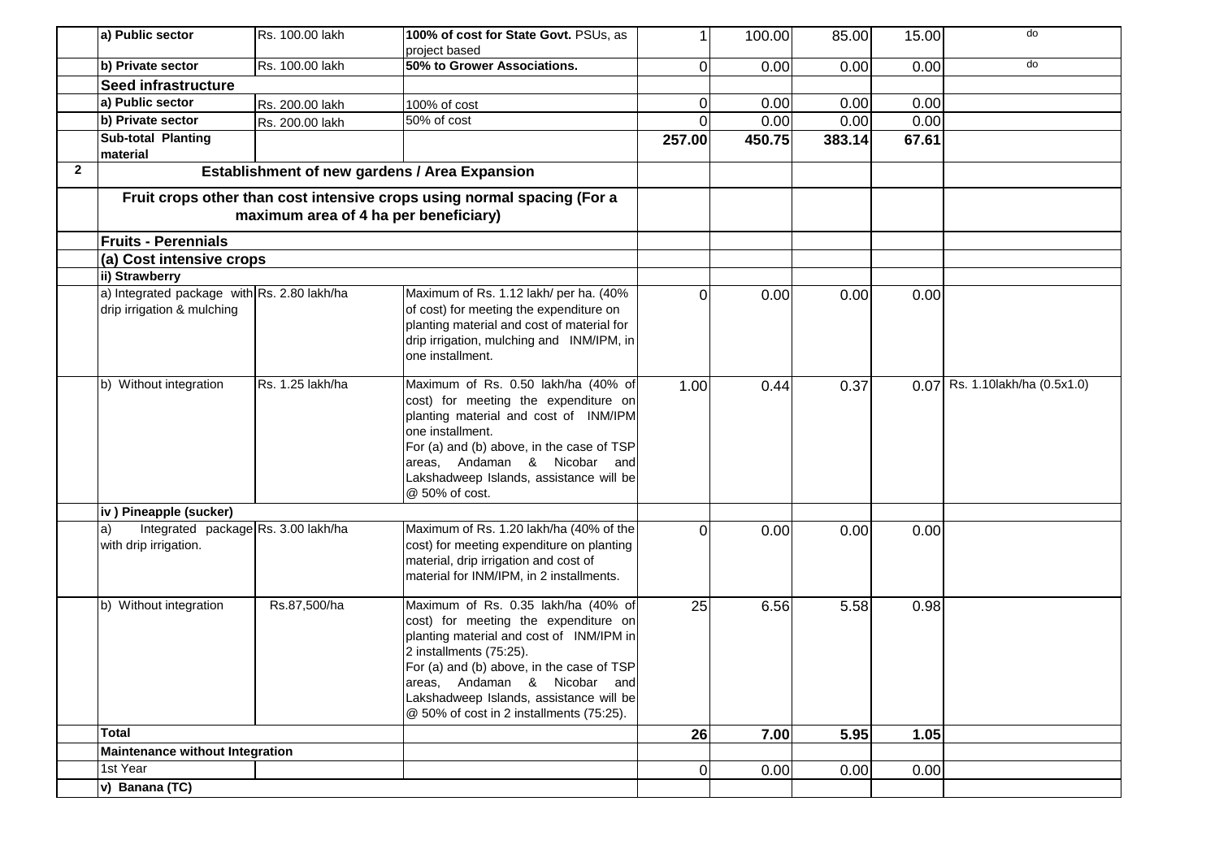| | | | | | | | | |
|---|---|---|---|---|---|---|---|---|
| | **a) Public sector** | Rs. 100.00 lakh | **100% of cost for State Govt.** PSUs, as project based | 1 | 100.00 | 85.00 | 15.00 | do |
| | **b) Private sector** | Rs. 100.00 lakh | **50% to Grower Associations.** | 0 | 0.00 | 0.00 | 0.00 | do |
| | **Seed infrastructure** | | | | | | | |
| | **a) Public sector** | Rs. 200.00 lakh | 100% of cost | 0 | 0.00 | 0.00 | 0.00 | |
| | **b) Private sector** | Rs. 200.00 lakh | 50% of cost | 0 | 0.00 | 0.00 | 0.00 | |
| | **Sub-total Planting material** | | | **257.00** | **450.75** | **383.14** | **67.61** | |
| **2** | **Establishment of new gardens / Area Expansion** | | | | | | | |
| | **Fruit crops other than cost intensive crops using normal spacing (For a maximum area of 4 ha per beneficiary)** | | | | | | | |
| | **Fruits - Perennials** | | | | | | | |
| | **(a) Cost intensive crops** | | | | | | | |
| | **ii) Strawberry** | | | | | | | |
| | a) Integrated package with drip irrigation & mulching | Rs. 2.80 lakh/ha | Maximum of Rs. 1.12 lakh/ per ha. (40% of cost) for meeting the expenditure on planting material and cost of material for drip irrigation, mulching and INM/IPM, in one installment. | 0 | 0.00 | 0.00 | 0.00 | |
| | b) Without integration | Rs. 1.25 lakh/ha | Maximum of Rs. 0.50 lakh/ha (40% of cost) for meeting the expenditure on planting material and cost of INM/IPM one installment. For (a) and (b) above, in the case of TSP areas, Andaman & Nicobar and Lakshadweep Islands, assistance will be @ 50% of cost. | 1.00 | 0.44 | 0.37 | 0.07 | Rs. 1.10lakh/ha (0.5x1.0) |
| | **iv ) Pineapple (sucker)** | | | | | | | |
| | a) Integrated package with drip irrigation. | Rs. 3.00 lakh/ha | Maximum of Rs. 1.20 lakh/ha (40% of the cost) for meeting expenditure on planting material, drip irrigation and cost of material for INM/IPM, in 2 installments. | 0 | 0.00 | 0.00 | 0.00 | |
| | b) Without integration | Rs.87,500/ha | Maximum of Rs. 0.35 lakh/ha (40% of cost) for meeting the expenditure on planting material and cost of INM/IPM in 2 installments (75:25). For (a) and (b) above, in the case of TSP areas, Andaman & Nicobar and Lakshadweep Islands, assistance will be @ 50% of cost in 2 installments (75:25). | 25 | 6.56 | 5.58 | 0.98 | |
| | **Total** | | | **26** | **7.00** | **5.95** | **1.05** | |
| | **Maintenance without Integration** | | | | | | | |
| | 1st Year | | | 0 | 0.00 | 0.00 | 0.00 | |
| | **v) Banana (TC)** | | | | | | | |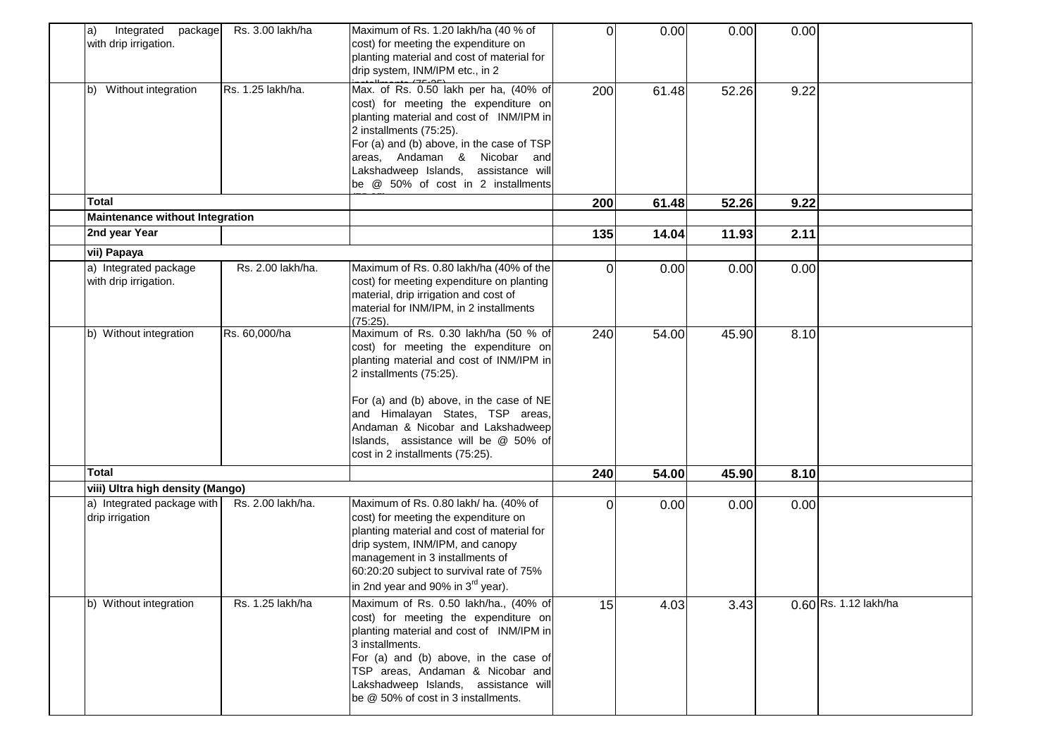| | | | | | | | |
|---|---|---|---|---|---|---|---|
| a) Integrated package with drip irrigation. | Rs. 3.00 lakh/ha | Maximum of Rs. 1.20 lakh/ha (40 % of cost) for meeting the expenditure on planting material and cost of material for drip system, INM/IPM etc., in 2 installments (75:25) | 0 | 0.00 | 0.00 | 0.00 | |
| b) Without integration | Rs. 1.25 lakh/ha. | Max. of Rs. 0.50 lakh per ha, (40% of cost) for meeting the expenditure on planting material and cost of INM/IPM in 2 installments (75:25). For (a) and (b) above, in the case of TSP areas, Andaman & Nicobar and Lakshadweep Islands, assistance will be @ 50% of cost in 2 installments (75:25) | 200 | 61.48 | 52.26 | 9.22 | |
| **Total** | | | **200** | **61.48** | **52.26** | **9.22** | |
| **Maintenance without Integration** | | | | | | | |
| **2nd year Year** | | | **135** | **14.04** | **11.93** | **2.11** | |
| **vii) Papaya** | | | | | | | |
| a) Integrated package with drip irrigation. | Rs. 2.00 lakh/ha. | Maximum of Rs. 0.80 lakh/ha (40% of the cost) for meeting expenditure on planting material, drip irrigation and cost of material for INM/IPM, in 2 installments (75:25). | 0 | 0.00 | 0.00 | 0.00 | |
| b) Without integration | Rs. 60,000/ha | Maximum of Rs. 0.30 lakh/ha (50 % of cost) for meeting the expenditure on planting material and cost of INM/IPM in 2 installments (75:25). For (a) and (b) above, in the case of NE and Himalayan States, TSP areas, Andaman & Nicobar and Lakshadweep Islands, assistance will be @ 50% of cost in 2 installments (75:25). | 240 | 54.00 | 45.90 | 8.10 | |
| **Total** | | | **240** | **54.00** | **45.90** | **8.10** | |
| **viii) Ultra high density (Mango)** | | | | | | | |
| a) Integrated package with drip irrigation | Rs. 2.00 lakh/ha. | Maximum of Rs. 0.80 lakh/ ha. (40% of cost) for meeting the expenditure on planting material and cost of material for drip system, INM/IPM, and canopy management in 3 installments of 60:20:20 subject to survival rate of 75% in 2nd year and 90% in 3rd year). | 0 | 0.00 | 0.00 | 0.00 | |
| b) Without integration | Rs. 1.25 lakh/ha | Maximum of Rs. 0.50 lakh/ha., (40% of cost) for meeting the expenditure on planting material and cost of INM/IPM in 3 installments. For (a) and (b) above, in the case of TSP areas, Andaman & Nicobar and Lakshadweep Islands, assistance will be @ 50% of cost in 3 installments. | 15 | 4.03 | 3.43 | 0.60 | Rs. 1.12 lakh/ha |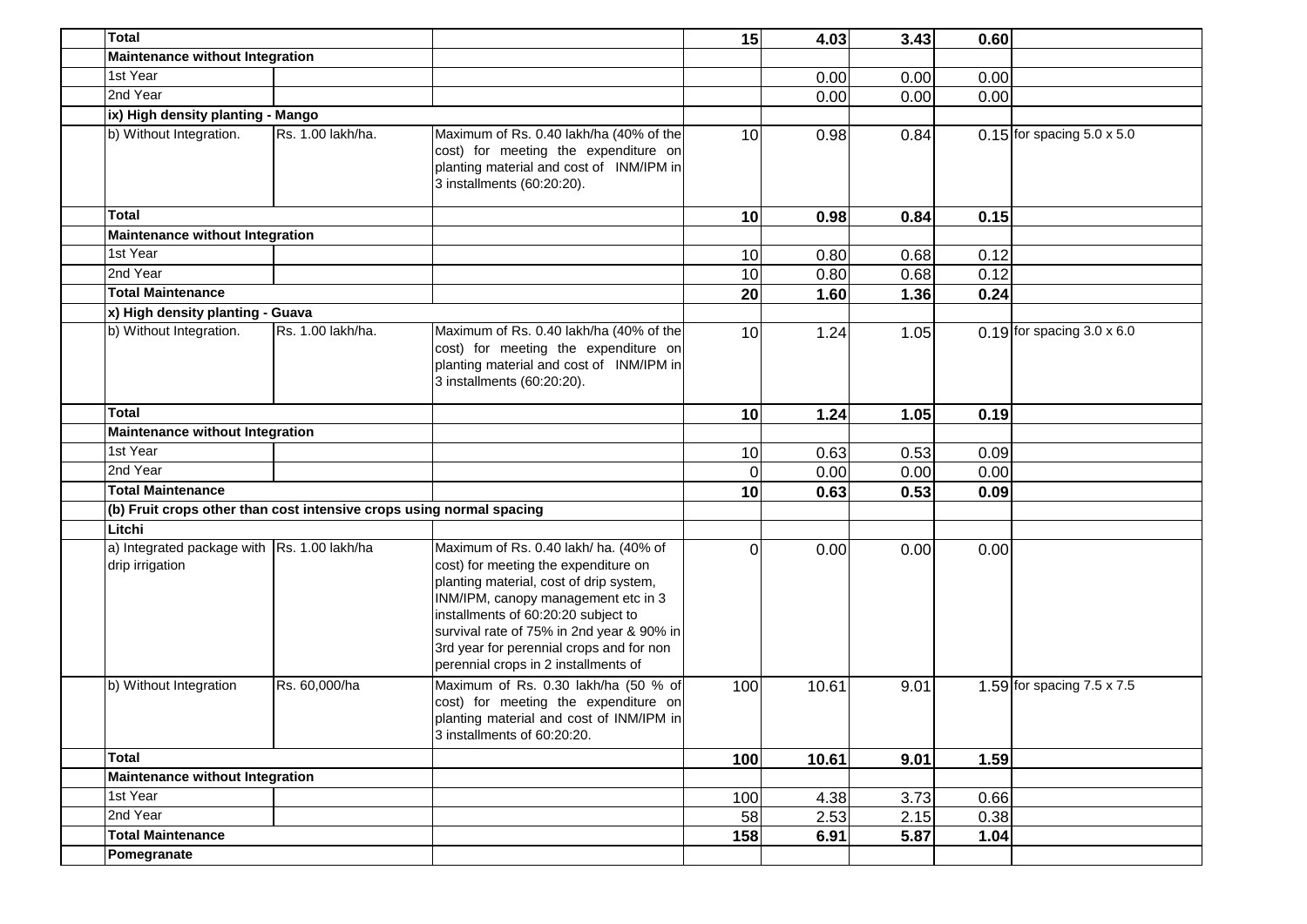| | | | | | | | |
|---|---|---|---|---|---|---|---|
| **Total** | | | **15** | **4.03** | **3.43** | **0.60** | |
| **Maintenance without Integration** | | | | | | | |
| 1st Year | | | | 0.00 | 0.00 | 0.00 | |
| 2nd Year | | | | 0.00 | 0.00 | 0.00 | |
| **ix) High density planting - Mango** | | | | | | | |
| b) Without Integration. | Rs. 1.00 lakh/ha. | Maximum of Rs. 0.40 lakh/ha (40% of the cost) for meeting the expenditure on planting material and cost of INM/IPM in 3 installments (60:20:20). | 10 | 0.98 | 0.84 | 0.15 | for spacing 5.0 x 5.0 |
| **Total** | | | **10** | **0.98** | **0.84** | **0.15** | |
| **Maintenance without Integration** | | | | | | | |
| 1st Year | | | 10 | 0.80 | 0.68 | 0.12 | |
| 2nd Year | | | 10 | 0.80 | 0.68 | 0.12 | |
| **Total Maintenance** | | | **20** | **1.60** | **1.36** | **0.24** | |
| **x) High density planting - Guava** | | | | | | | |
| b) Without Integration. | Rs. 1.00 lakh/ha. | Maximum of Rs. 0.40 lakh/ha (40% of the cost) for meeting the expenditure on planting material and cost of INM/IPM in 3 installments (60:20:20). | 10 | 1.24 | 1.05 | 0.19 | for spacing 3.0 x 6.0 |
| **Total** | | | **10** | **1.24** | **1.05** | **0.19** | |
| **Maintenance without Integration** | | | | | | | |
| 1st Year | | | 10 | 0.63 | 0.53 | 0.09 | |
| 2nd Year | | | 0 | 0.00 | 0.00 | 0.00 | |
| **Total Maintenance** | | | **10** | **0.63** | **0.53** | **0.09** | |
| **(b) Fruit crops other than cost intensive crops using normal spacing** | | | | | | | |
| **Litchi** | | | | | | | |
| a) Integrated package with drip irrigation | Rs. 1.00 lakh/ha | Maximum of Rs. 0.40 lakh/ ha. (40% of cost) for meeting the expenditure on planting material, cost of drip system, INM/IPM, canopy management etc in 3 installments of 60:20:20 subject to survival rate of 75% in 2nd year & 90% in 3rd year for perennial crops and for non perennial crops in 2 installments of | 0 | 0.00 | 0.00 | 0.00 | |
| b) Without Integration | Rs. 60,000/ha | Maximum of Rs. 0.30 lakh/ha (50 % of cost) for meeting the expenditure on planting material and cost of INM/IPM in 3 installments of 60:20:20. | 100 | 10.61 | 9.01 | 1.59 | for spacing 7.5 x 7.5 |
| **Total** | | | **100** | **10.61** | **9.01** | **1.59** | |
| **Maintenance without Integration** | | | | | | | |
| 1st Year | | | 100 | 4.38 | 3.73 | 0.66 | |
| 2nd Year | | | 58 | 2.53 | 2.15 | 0.38 | |
| **Total Maintenance** | | | **158** | **6.91** | **5.87** | **1.04** | |
| **Pomegranate** | | | | | | | |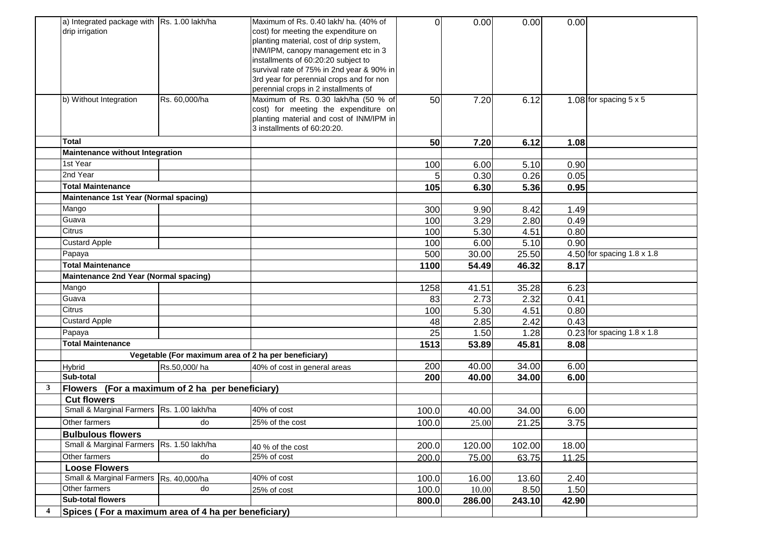|  |  |  |  |  |  |  |  |  |
|---|---|---|---|---|---|---|---|---|
|  | a) Integrated package with drip irrigation | Rs. 1.00 lakh/ha | Maximum of Rs. 0.40 lakh/ ha. (40% of cost) for meeting the expenditure on planting material, cost of drip system, INM/IPM, canopy management etc in 3 installments of 60:20:20 subject to survival rate of 75% in 2nd year & 90% in 3rd year for perennial crops and for non perennial crops in 2 installments of | 0 | 0.00 | 0.00 | 0.00 |  |
|  | b) Without Integration | Rs. 60,000/ha | Maximum of Rs. 0.30 lakh/ha (50 % of cost) for meeting the expenditure on planting material and cost of INM/IPM in 3 installments of 60:20:20. | 50 | 7.20 | 6.12 | 1.08 | for spacing 5 x 5 |
|  | **Total** |  |  | **50** | **7.20** | **6.12** | **1.08** |  |
|  | **Maintenance without Integration** |  |  |  |  |  |  |  |
|  | 1st Year |  |  | 100 | 6.00 | 5.10 | 0.90 |  |
|  | 2nd Year |  |  | 5 | 0.30 | 0.26 | 0.05 |  |
|  | **Total Maintenance** |  |  | **105** | **6.30** | **5.36** | **0.95** |  |
|  | **Maintenance 1st Year (Normal spacing)** |  |  |  |  |  |  |  |
|  | Mango |  |  | 300 | 9.90 | 8.42 | 1.49 |  |
|  | Guava |  |  | 100 | 3.29 | 2.80 | 0.49 |  |
|  | Citrus |  |  | 100 | 5.30 | 4.51 | 0.80 |  |
|  | Custard Apple |  |  | 100 | 6.00 | 5.10 | 0.90 |  |
|  | Papaya |  |  | 500 | 30.00 | 25.50 | 4.50 | for spacing 1.8 x 1.8 |
|  | **Total Maintenance** |  |  | **1100** | **54.49** | **46.32** | **8.17** |  |
|  | **Maintenance 2nd Year (Normal spacing)** |  |  |  |  |  |  |  |
|  | Mango |  |  | 1258 | 41.51 | 35.28 | 6.23 |  |
|  | Guava |  |  | 83 | 2.73 | 2.32 | 0.41 |  |
|  | Citrus |  |  | 100 | 5.30 | 4.51 | 0.80 |  |
|  | Custard Apple |  |  | 48 | 2.85 | 2.42 | 0.43 |  |
|  | Papaya |  |  | 25 | 1.50 | 1.28 | 0.23 | for spacing 1.8 x 1.8 |
|  | **Total Maintenance** |  |  | **1513** | **53.89** | **45.81** | **8.08** |  |
|  |  | **Vegetable (For maximum area of 2 ha per beneficiary)** |  |  |  |  |  |  |
|  | Hybrid | Rs.50,000/ ha | 40% of cost in general areas | 200 | 40.00 | 34.00 | 6.00 |  |
|  | **Sub-total** |  |  | **200** | **40.00** | **34.00** | **6.00** |  |
| **3** | **Flowers (For a maximum of 2 ha per beneficiary)** |  |  |  |  |  |  |  |
|  | **Cut flowers** |  |  |  |  |  |  |  |
|  | Small & Marginal Farmers | Rs. 1.00 lakh/ha | 40% of cost | 100.0 | 40.00 | 34.00 | 6.00 |  |
|  | Other farmers | do | 25% of the cost | 100.0 | 25.00 | 21.25 | 3.75 |  |
|  | **Bulbulous flowers** |  |  |  |  |  |  |  |
|  | Small & Marginal Farmers | Rs. 1.50 lakh/ha | 40 % of the cost | 200.0 | 120.00 | 102.00 | 18.00 |  |
|  | Other farmers | do | 25% of cost | 200.0 | 75.00 | 63.75 | 11.25 |  |
|  | **Loose Flowers** |  |  |  |  |  |  |  |
|  | Small & Marginal Farmers | Rs. 40,000/ha | 40% of cost | 100.0 | 16.00 | 13.60 | 2.40 |  |
|  | Other farmers | do | 25% of cost | 100.0 | 10.00 | 8.50 | 1.50 |  |
|  | **Sub-total flowers** |  |  | **800.0** | **286.00** | **243.10** | **42.90** |  |
| **4** | **Spices ( For a maximum area of 4 ha per beneficiary)** |  |  |  |  |  |  |  |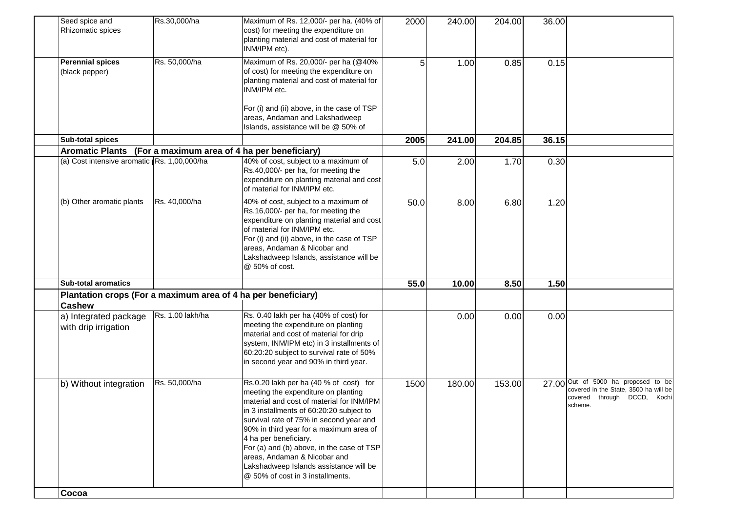| | | | | | | | | |
|---|---|---|---|---|---|---|---|---|
| | Seed spice and Rhizomatic spices | Rs.30,000/ha | Maximum of Rs. 12,000/- per ha. (40% of cost) for meeting the expenditure on planting material and cost of material for INM/IPM etc). | 2000 | 240.00 | 204.00 | 36.00 | |
| | **Perennial spices** (black pepper) | Rs. 50,000/ha | Maximum of Rs. 20,000/- per ha (@40% of cost) for meeting the expenditure on planting material and cost of material for INM/IPM etc.<br><br>For (i) and (ii) above, in the case of TSP areas, Andaman and Lakshadweep Islands, assistance will be @ 50% of | 5 | 1.00 | 0.85 | 0.15 | |
| | **Sub-total spices** | | | **2005** | **241.00** | **204.85** | **36.15** | |
| | **Aromatic Plants (For a maximum area of 4 ha per beneficiary)** | | | | | | | |
| | (a) Cost intensive aromatic | Rs. 1,00,000/ha | 40% of cost, subject to a maximum of Rs.40,000/- per ha, for meeting the expenditure on planting material and cost of material for INM/IPM etc. | 5.0 | 2.00 | 1.70 | 0.30 | |
| | (b) Other aromatic plants | Rs. 40,000/ha | 40% of cost, subject to a maximum of Rs.16,000/- per ha, for meeting the expenditure on planting material and cost of material for INM/IPM etc.<br>For (i) and (ii) above, in the case of TSP areas, Andaman & Nicobar and Lakshadweep Islands, assistance will be @ 50% of cost. | 50.0 | 8.00 | 6.80 | 1.20 | |
| | **Sub-total aromatics** | | | **55.0** | **10.00** | **8.50** | **1.50** | |
| | **Plantation crops (For a maximum area of 4 ha per beneficiary)** | | | | | | | |
| | **Cashew** | | | | | | | |
| | a) Integrated package with drip irrigation | Rs. 1.00 lakh/ha | Rs. 0.40 lakh per ha (40% of cost) for meeting the expenditure on planting material and cost of material for drip system, INM/IPM etc) in 3 installments of 60:20:20 subject to survival rate of 50% in second year and 90% in third year. | | 0.00 | 0.00 | 0.00 | |
| | b) Without integration | Rs. 50,000/ha | Rs.0.20 lakh per ha (40 % of cost) for meeting the expenditure on planting material and cost of material for INM/IPM in 3 installments of 60:20:20 subject to survival rate of 75% in second year and 90% in third year for a maximum area of 4 ha per beneficiary.<br>For (a) and (b) above, in the case of TSP areas, Andaman & Nicobar and Lakshadweep Islands assistance will be @ 50% of cost in 3 installments. | 1500 | 180.00 | 153.00 | 27.00 | Out of 5000 ha proposed to be covered in the State, 3500 ha will be covered through DCCD, Kochi scheme. |
| | **Cocoa** | | | | | | | |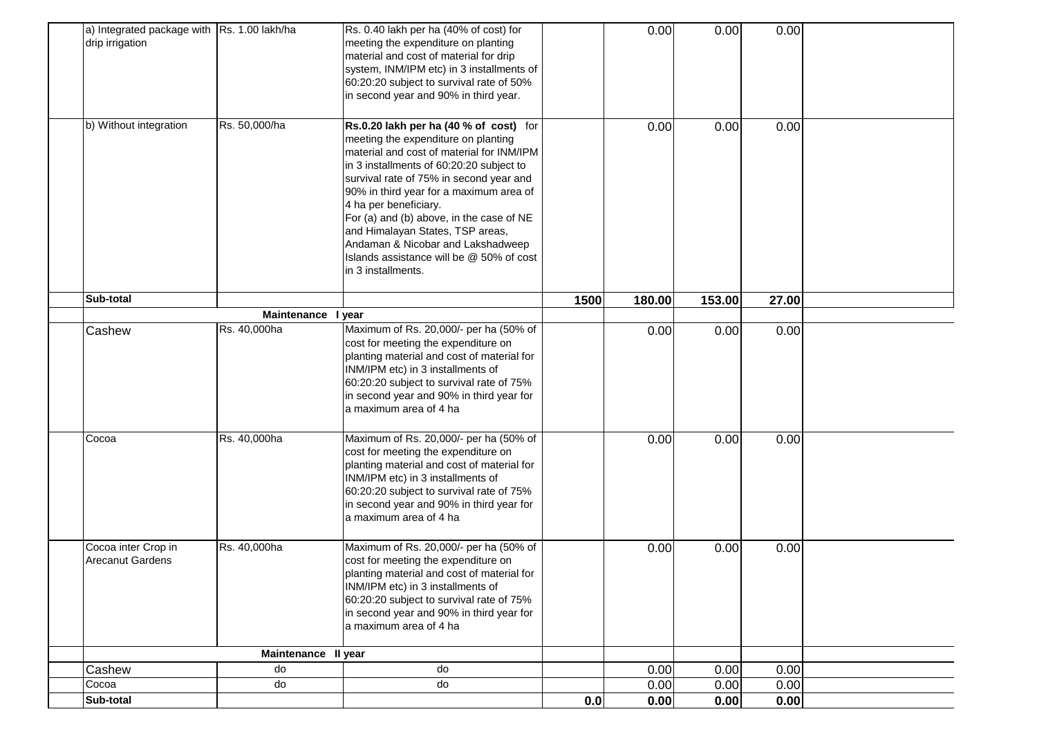| | | | | | | | |
|---|---|---|---|---|---|---|---|
| a) Integrated package with drip irrigation | Rs. 1.00 lakh/ha | Rs. 0.40 lakh per ha (40% of cost) for meeting the expenditure on planting material and cost of material for drip system, INM/IPM etc) in 3 installments of 60:20:20 subject to survival rate of 50% in second year and 90% in third year. | | 0.00 | 0.00 | 0.00 | |
| b) Without integration | Rs. 50,000/ha | **Rs.0.20 lakh per ha (40 % of cost)** for meeting the expenditure on planting material and cost of material for INM/IPM in 3 installments of 60:20:20 subject to survival rate of 75% in second year and 90% in third year for a maximum area of 4 ha per beneficiary. For (a) and (b) above, in the case of NE and Himalayan States, TSP areas, Andaman & Nicobar and Lakshadweep Islands assistance will be @ 50% of cost in 3 installments. | | 0.00 | 0.00 | 0.00 | |
| **Sub-total** | | | **1500** | **180.00** | **153.00** | **27.00** | |
| | **Maintenance I year** | | | | | | |
| Cashew | Rs. 40,000ha | Maximum of Rs. 20,000/- per ha (50% of cost for meeting the expenditure on planting material and cost of material for INM/IPM etc) in 3 installments of 60:20:20 subject to survival rate of 75% in second year and 90% in third year for a maximum area of 4 ha | | 0.00 | 0.00 | 0.00 | |
| Cocoa | Rs. 40,000ha | Maximum of Rs. 20,000/- per ha (50% of cost for meeting the expenditure on planting material and cost of material for INM/IPM etc) in 3 installments of 60:20:20 subject to survival rate of 75% in second year and 90% in third year for a maximum area of 4 ha | | 0.00 | 0.00 | 0.00 | |
| Cocoa inter Crop in Arecanut Gardens | Rs. 40,000ha | Maximum of Rs. 20,000/- per ha (50% of cost for meeting the expenditure on planting material and cost of material for INM/IPM etc) in 3 installments of 60:20:20 subject to survival rate of 75% in second year and 90% in third year for a maximum area of 4 ha | | 0.00 | 0.00 | 0.00 | |
| | **Maintenance II year** | | | | | | |
| Cashew | do | do | | 0.00 | 0.00 | 0.00 | |
| Cocoa | do | do | | 0.00 | 0.00 | 0.00 | |
| **Sub-total** | | | **0.0** | **0.00** | **0.00** | **0.00** | |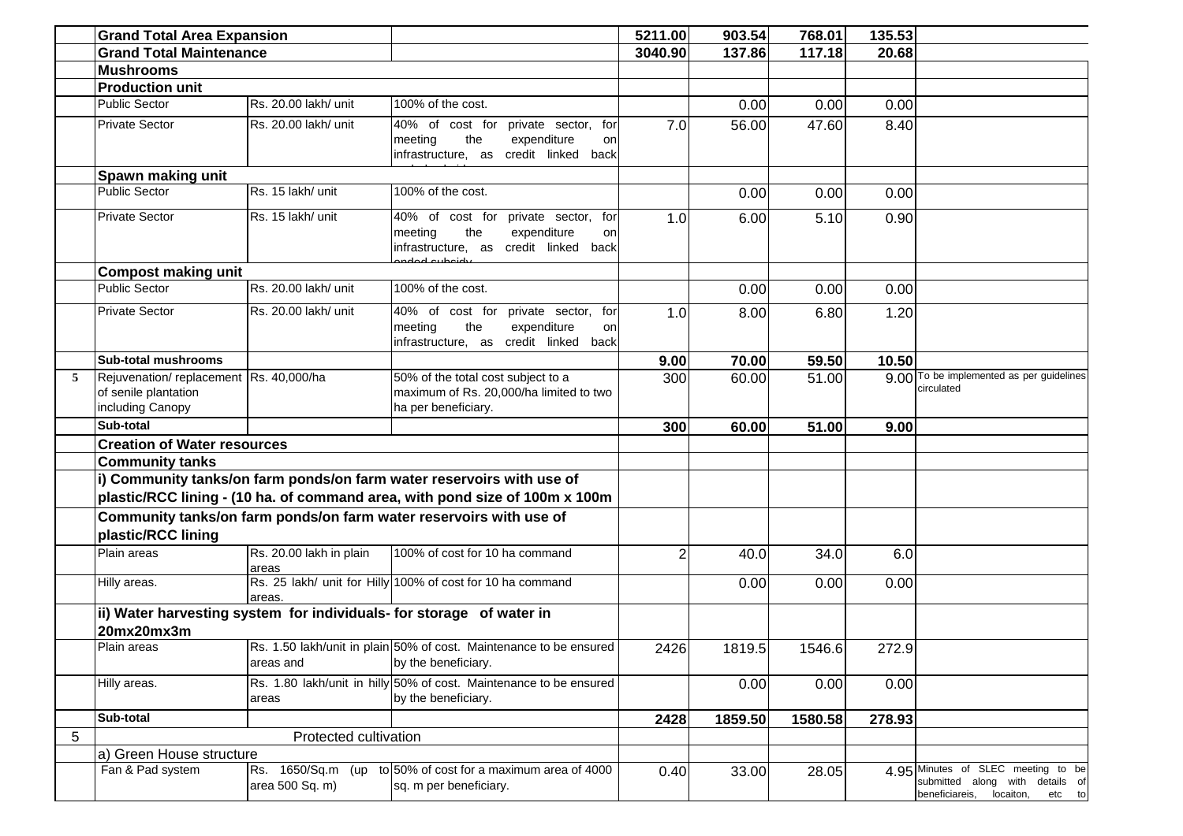| | | | | | | | | |
|---|---|---|---|---|---|---|---|---|
| | **Grand Total Area Expansion** | | | **5211.00** | **903.54** | **768.01** | **135.53** | |
| | **Grand Total Maintenance** | | | **3040.90** | **137.86** | **117.18** | **20.68** | |
| | **Mushrooms** | | | | | | | |
| | **Production unit** | | | | | | | |
| | Public Sector | Rs. 20.00 lakh/ unit | 100% of the cost. | | 0.00 | 0.00 | 0.00 | |
| | Private Sector | Rs. 20.00 lakh/ unit | 40% of cost for private sector, for meeting the expenditure on infrastructure, as credit linked back ended subsidy | 7.0 | 56.00 | 47.60 | 8.40 | |
| | **Spawn making unit** | | | | | | | |
| | Public Sector | Rs. 15 lakh/ unit | 100% of the cost. | | 0.00 | 0.00 | 0.00 | |
| | Private Sector | Rs. 15 lakh/ unit | 40% of cost for private sector, for meeting the expenditure on infrastructure, as credit linked back ended subsidy | 1.0 | 6.00 | 5.10 | 0.90 | |
| | **Compost making unit** | | | | | | | |
| | Public Sector | Rs. 20.00 lakh/ unit | 100% of the cost. | | 0.00 | 0.00 | 0.00 | |
| | Private Sector | Rs. 20.00 lakh/ unit | 40% of cost for private sector, for meeting the expenditure on infrastructure, as credit linked back | 1.0 | 8.00 | 6.80 | 1.20 | |
| | **Sub-total mushrooms** | | | **9.00** | **70.00** | **59.50** | **10.50** | |
| **5** | Rejuvenation/ replacement of senile plantation including Canopy | Rs. 40,000/ha | 50% of the total cost subject to a maximum of Rs. 20,000/ha limited to two ha per beneficiary. | 300 | 60.00 | 51.00 | 9.00 | To be implemented as per guidelines circulated |
| | **Sub-total** | | | **300** | **60.00** | **51.00** | **9.00** | |
| | **Creation of Water resources** | | | | | | | |
| | **Community tanks** | | | | | | | |
| | **i) Community tanks/on farm ponds/on farm water reservoirs with use of plastic/RCC lining - (10 ha. of command area, with pond size of 100m x 100m** | | | | | | | |
| | **Community tanks/on farm ponds/on farm water reservoirs with use of plastic/RCC lining** | | | | | | | |
| | Plain areas | Rs. 20.00 lakh in plain areas | 100% of cost for 10 ha command | 2 | 40.0 | 34.0 | 6.0 | |
| | Hilly areas. | Rs. 25 lakh/ unit for Hilly areas. | 100% of cost for 10 ha command | | 0.00 | 0.00 | 0.00 | |
| | **ii) Water harvesting system for individuals- for storage of water in 20mx20mx3m** | | | | | | | |
| | Plain areas | Rs. 1.50 lakh/unit in plain areas and | 50% of cost. Maintenance to be ensured by the beneficiary. | 2426 | 1819.5 | 1546.6 | 272.9 | |
| | Hilly areas. | Rs. 1.80 lakh/unit in hilly areas | 50% of cost. Maintenance to be ensured by the beneficiary. | | 0.00 | 0.00 | 0.00 | |
| | **Sub-total** | | | **2428** | **1859.50** | **1580.58** | **278.93** | |
| 5 | | Protected cultivation | | | | | | |
| | a) Green House structure | | | | | | | |
| | Fan & Pad system | Rs. 1650/Sq.m (up to area 500 Sq. m) | 50% of cost for a maximum area of 4000 sq. m per beneficiary. | 0.40 | 33.00 | 28.05 | 4.95 | Minutes of SLEC meeting to be submitted along with details of beneficiareis, locaiton, etc to |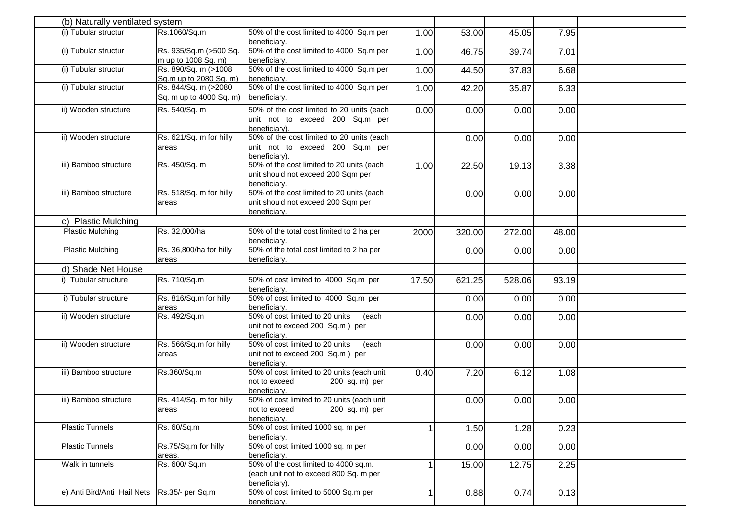| | | | | | | | |
|---|---|---|---|---|---|---|---|
| (b) Naturally ventilated system | | | | | | | |
| (i) Tubular structur | Rs.1060/Sq.m | 50% of the cost limited to 4000 Sq.m per beneficiary. | 1.00 | 53.00 | 45.05 | 7.95 | |
| (i) Tubular structur | Rs. 935/Sq.m (>500 Sq. m up to 1008 Sq. m) | 50% of the cost limited to 4000 Sq.m per beneficiary. | 1.00 | 46.75 | 39.74 | 7.01 | |
| (i) Tubular structur | Rs. 890/Sq. m (>1008 Sq.m up to 2080 Sq. m) | 50% of the cost limited to 4000 Sq.m per beneficiary. | 1.00 | 44.50 | 37.83 | 6.68 | |
| (i) Tubular structur | Rs. 844/Sq. m (>2080 Sq. m up to 4000 Sq. m) | 50% of the cost limited to 4000 Sq.m per beneficiary. | 1.00 | 42.20 | 35.87 | 6.33 | |
| ii) Wooden structure | Rs. 540/Sq. m | 50% of the cost limited to 20 units (each unit not to exceed 200 Sq.m per beneficiary). | 0.00 | 0.00 | 0.00 | 0.00 | |
| ii) Wooden structure | Rs. 621/Sq. m for hilly areas | 50% of the cost limited to 20 units (each unit not to exceed 200 Sq.m per beneficiary). | | 0.00 | 0.00 | 0.00 | |
| iii) Bamboo structure | Rs. 450/Sq. m | 50% of the cost limited to 20 units (each unit should not exceed 200 Sqm per beneficiary. | 1.00 | 22.50 | 19.13 | 3.38 | |
| iii) Bamboo structure | Rs. 518/Sq. m for hilly areas | 50% of the cost limited to 20 units (each unit should not exceed 200 Sqm per beneficiary. | | 0.00 | 0.00 | 0.00 | |
| c) Plastic Mulching | | | | | | | |
| Plastic Mulching | Rs. 32,000/ha | 50% of the total cost limited to 2 ha per beneficiary. | 2000 | 320.00 | 272.00 | 48.00 | |
| Plastic Mulching | Rs. 36,800/ha for hilly areas | 50% of the total cost limited to 2 ha per beneficiary. | | 0.00 | 0.00 | 0.00 | |
| d) Shade Net House | | | | | | | |
| i) Tubular structure | Rs. 710/Sq.m | 50% of cost limited to 4000 Sq.m per beneficiary. | 17.50 | 621.25 | 528.06 | 93.19 | |
| i) Tubular structure | Rs. 816/Sq.m for hilly areas | 50% of cost limited to 4000 Sq.m per beneficiary. | | 0.00 | 0.00 | 0.00 | |
| ii) Wooden structure | Rs. 492/Sq.m | 50% of cost limited to 20 units (each unit not to exceed 200 Sq.m ) per beneficiary. | | 0.00 | 0.00 | 0.00 | |
| ii) Wooden structure | Rs. 566/Sq.m for hilly areas | 50% of cost limited to 20 units (each unit not to exceed 200 Sq.m ) per beneficiary. | | 0.00 | 0.00 | 0.00 | |
| iii) Bamboo structure | Rs.360/Sq.m | 50% of cost limited to 20 units (each unit not to exceed 200 sq. m) per beneficiary. | 0.40 | 7.20 | 6.12 | 1.08 | |
| iii) Bamboo structure | Rs. 414/Sq. m for hilly areas | 50% of cost limited to 20 units (each unit not to exceed 200 sq. m) per beneficiary. | | 0.00 | 0.00 | 0.00 | |
| Plastic Tunnels | Rs. 60/Sq.m | 50% of cost limited 1000 sq. m per beneficiary. | 1 | 1.50 | 1.28 | 0.23 | |
| Plastic Tunnels | Rs.75/Sq.m for hilly areas. | 50% of cost limited 1000 sq. m per beneficiary. | | 0.00 | 0.00 | 0.00 | |
| Walk in tunnels | Rs. 600/ Sq.m | 50% of the cost limited to 4000 sq.m. (each unit not to exceed 800 Sq. m per beneficiary). | 1 | 15.00 | 12.75 | 2.25 | |
| e) Anti Bird/Anti Hail Nets | Rs.35/- per Sq.m | 50% of cost limited to 5000 Sq.m per beneficiary. | 1 | 0.88 | 0.74 | 0.13 | |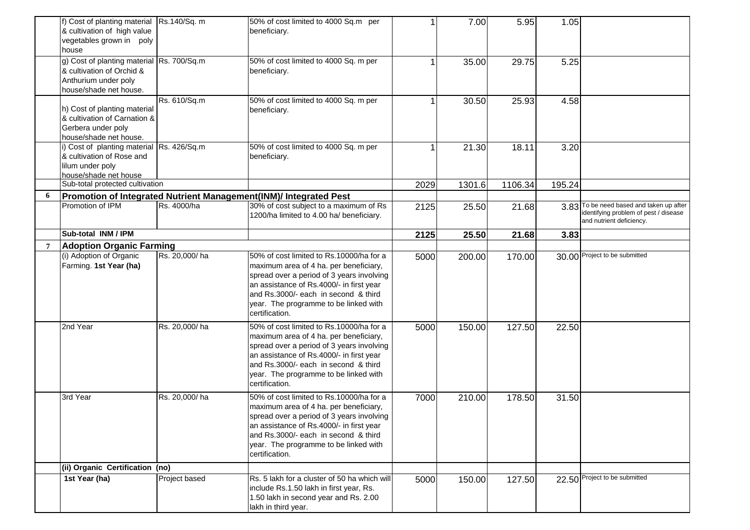| | | | | | | | | |
|---|---|---|---|---|---|---|---|---|
| | f) Cost of planting material & cultivation of high value vegetables grown in poly house | Rs.140/Sq. m | 50% of cost limited to 4000 Sq.m per beneficiary. | 1 | 7.00 | 5.95 | 1.05 | |
| | g) Cost of planting material & cultivation of Orchid & Anthurium under poly house/shade net house. | Rs. 700/Sq.m | 50% of cost limited to 4000 Sq. m per beneficiary. | 1 | 35.00 | 29.75 | 5.25 | |
| | h) Cost of planting material & cultivation of Carnation & Gerbera under poly house/shade net house. | Rs. 610/Sq.m | 50% of cost limited to 4000 Sq. m per beneficiary. | 1 | 30.50 | 25.93 | 4.58 | |
| | i) Cost of planting material & cultivation of Rose and lilum under poly house/shade net house | Rs. 426/Sq.m | 50% of cost limited to 4000 Sq. m per beneficiary. | 1 | 21.30 | 18.11 | 3.20 | |
| | Sub-total protected cultivation | | | 2029 | 1301.6 | 1106.34 | 195.24 | |
| **6** | **Promotion of Integrated Nutrient Management(INM)/ Integrated Pest** | | | | | | | |
| | Promotion of IPM | Rs. 4000/ha | 30% of cost subject to a maximum of Rs 1200/ha limited to 4.00 ha/ beneficiary. | 2125 | 25.50 | 21.68 | 3.83 | To be need based and taken up after identifying problem of pest / disease and nutrient deficiency. |
| | **Sub-total INM / IPM** | | | **2125** | **25.50** | **21.68** | **3.83** | |
| **7** | **Adoption Organic Farming** | | | | | | | |
| | (i) Adoption of Organic Farming. **1st Year (ha)** | Rs. 20,000/ ha | 50% of cost limited to Rs.10000/ha for a maximum area of 4 ha. per beneficiary, spread over a period of 3 years involving an assistance of Rs.4000/- in first year and Rs.3000/- each in second & third year. The programme to be linked with certification. | 5000 | 200.00 | 170.00 | 30.00 | Project to be submitted |
| | 2nd Year | Rs. 20,000/ ha | 50% of cost limited to Rs.10000/ha for a maximum area of 4 ha. per beneficiary, spread over a period of 3 years involving an assistance of Rs.4000/- in first year and Rs.3000/- each in second & third year. The programme to be linked with certification. | 5000 | 150.00 | 127.50 | 22.50 | |
| | 3rd Year | Rs. 20,000/ ha | 50% of cost limited to Rs.10000/ha for a maximum area of 4 ha. per beneficiary, spread over a period of 3 years involving an assistance of Rs.4000/- in first year and Rs.3000/- each in second & third year. The programme to be linked with certification. | 7000 | 210.00 | 178.50 | 31.50 | |
| | **(ii) Organic Certification (no)** | | | | | | | |
| | **1st Year (ha)** | Project based | Rs. 5 lakh for a cluster of 50 ha which will include Rs.1.50 lakh in first year, Rs. 1.50 lakh in second year and Rs. 2.00 lakh in third year. | 5000 | 150.00 | 127.50 | 22.50 | Project to be submitted |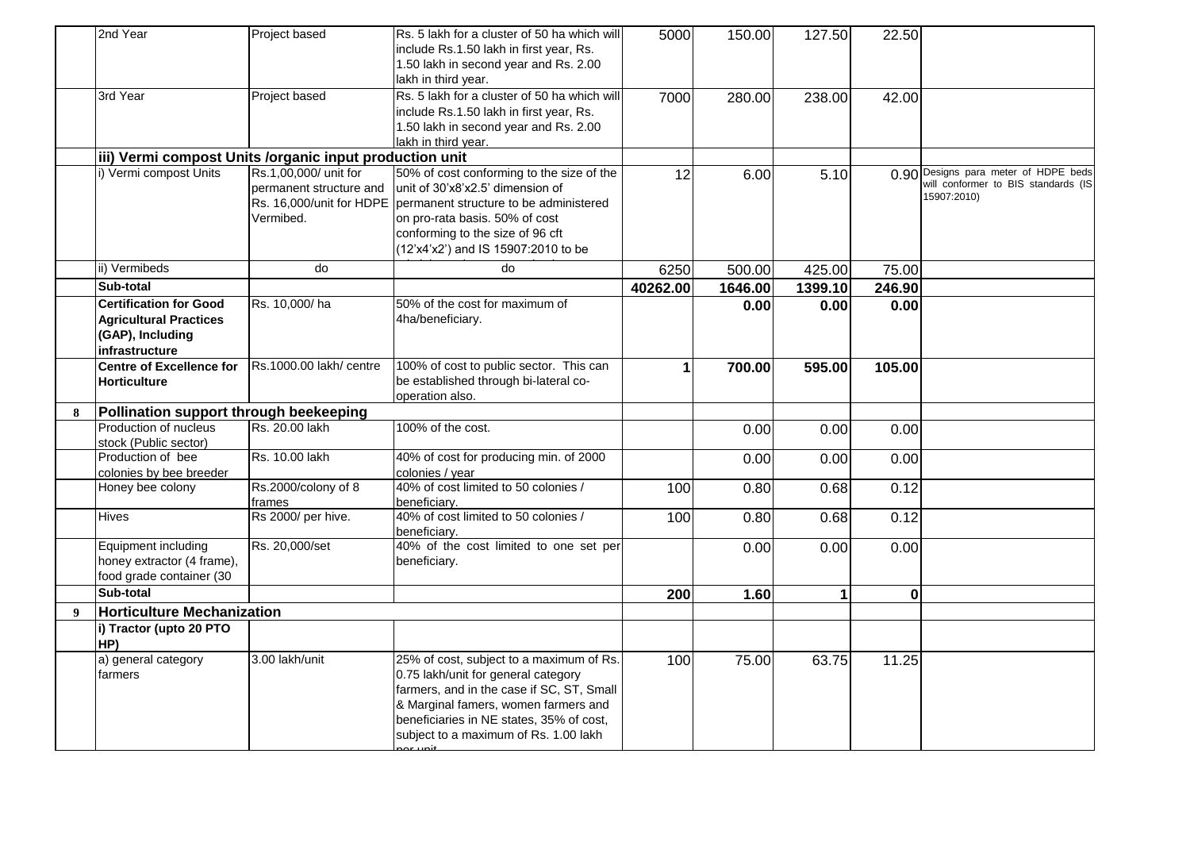| | | | | | | | | |
|---|---|---|---|---|---|---|---|---|
| | 2nd Year | Project based | Rs. 5 lakh for a cluster of 50 ha which will include Rs.1.50 lakh in first year, Rs. 1.50 lakh in second year and Rs. 2.00 lakh in third year. | 5000 | 150.00 | 127.50 | 22.50 | |
| | 3rd Year | Project based | Rs. 5 lakh for a cluster of 50 ha which will include Rs.1.50 lakh in first year, Rs. 1.50 lakh in second year and Rs. 2.00 lakh in third year. | 7000 | 280.00 | 238.00 | 42.00 | |
| | **iii) Vermi compost Units /organic input production unit** | | | | | | | |
| | i) Vermi compost Units | Rs.1,00,000/ unit for permanent structure and Rs. 16,000/unit for HDPE Vermibed. | 50% of cost conforming to the size of the unit of 30'x8'x2.5' dimension of permanent structure to be administered on pro-rata basis. 50% of cost conforming to the size of 96 cft (12'x4'x2') and IS 15907:2010 to be | 12 | 6.00 | 5.10 | 0.90 | Designs para meter of HDPE beds will conformer to BIS standards (IS 15907:2010) |
| | ii) Vermibeds | do | do | 6250 | 500.00 | 425.00 | 75.00 | |
| | **Sub-total** | | | **40262.00** | **1646.00** | **1399.10** | **246.90** | |
| | **Certification for Good Agricultural Practices (GAP), Including infrastructure** | Rs. 10,000/ ha | 50% of the cost for maximum of 4ha/beneficiary. | | **0.00** | **0.00** | **0.00** | |
| | **Centre of Excellence for Horticulture** | Rs.1000.00 lakh/ centre | 100% of cost to public sector. This can be established through bi-lateral co-operation also. | **1** | **700.00** | **595.00** | **105.00** | |
| **8** | **Pollination support through beekeeping** | | | | | | | |
| | Production of nucleus stock (Public sector) | Rs. 20.00 lakh | 100% of the cost. | | 0.00 | 0.00 | 0.00 | |
| | Production of bee colonies by bee breeder | Rs. 10.00 lakh | 40% of cost for producing min. of 2000 colonies / year | | 0.00 | 0.00 | 0.00 | |
| | Honey bee colony | Rs.2000/colony of 8 frames | 40% of cost limited to 50 colonies / beneficiary. | 100 | 0.80 | 0.68 | 0.12 | |
| | Hives | Rs 2000/ per hive. | 40% of cost limited to 50 colonies / beneficiary. | 100 | 0.80 | 0.68 | 0.12 | |
| | Equipment including honey extractor (4 frame), food grade container (30 | Rs. 20,000/set | 40% of the cost limited to one set per beneficiary. | | 0.00 | 0.00 | 0.00 | |
| | **Sub-total** | | | **200** | **1.60** | **1** | **0** | |
| **9** | **Horticulture Mechanization** | | | | | | | |
| | **i) Tractor (upto 20 PTO HP)** | | | | | | | |
| | a) general category farmers | 3.00 lakh/unit | 25% of cost, subject to a maximum of Rs. 0.75 lakh/unit for general category farmers, and in the case if SC, ST, Small & Marginal famers, women farmers and beneficiaries in NE states, 35% of cost, subject to a maximum of Rs. 1.00 lakh per unit | 100 | 75.00 | 63.75 | 11.25 | |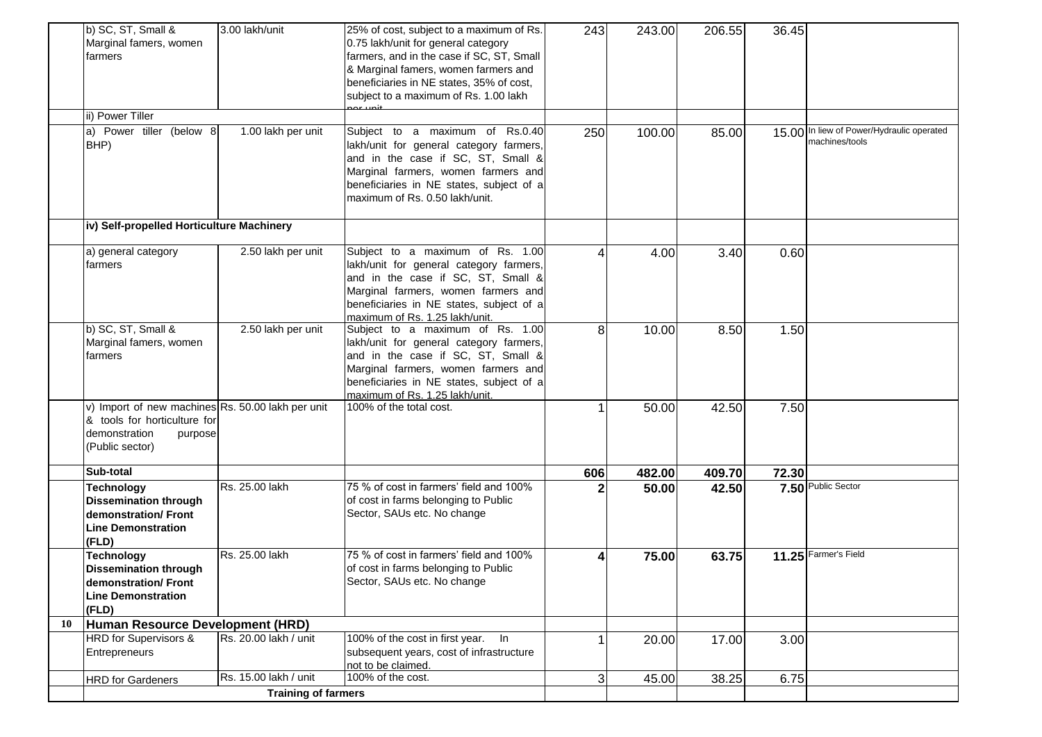| | | | | | | | | |
|---|---|---|---|---|---|---|---|---|
| | b) SC, ST, Small & Marginal famers, women farmers | 3.00 lakh/unit | 25% of cost, subject to a maximum of Rs. 0.75 lakh/unit for general category farmers, and in the case if SC, ST, Small & Marginal famers, women farmers and beneficiaries in NE states, 35% of cost, subject to a maximum of Rs. 1.00 lakh per unit | 243 | 243.00 | 206.55 | 36.45 | |
| | ii) Power Tiller | | | | | | | |
| | a) Power tiller (below 8 BHP) | 1.00 lakh per unit | Subject to a maximum of Rs.0.40 lakh/unit for general category farmers, and in the case if SC, ST, Small & Marginal farmers, women farmers and beneficiaries in NE states, subject of a maximum of Rs. 0.50 lakh/unit. | 250 | 100.00 | 85.00 | 15.00 | In liew of Power/Hydraulic operated machines/tools |
| | **iv) Self-propelled Horticulture Machinery** | | | | | | | |
| | a) general category farmers | 2.50 lakh per unit | Subject to a maximum of Rs. 1.00 lakh/unit for general category farmers, and in the case if SC, ST, Small & Marginal farmers, women farmers and beneficiaries in NE states, subject of a maximum of Rs. 1.25 lakh/unit. | 4 | 4.00 | 3.40 | 0.60 | |
| | b) SC, ST, Small & Marginal famers, women farmers | 2.50 lakh per unit | Subject to a maximum of Rs. 1.00 lakh/unit for general category farmers, and in the case if SC, ST, Small & Marginal farmers, women farmers and beneficiaries in NE states, subject of a maximum of Rs. 1.25 lakh/unit. | 8 | 10.00 | 8.50 | 1.50 | |
| | v) Import of new machines & tools for horticulture for demonstration purpose (Public sector) | Rs. 50.00 lakh per unit | 100% of the total cost. | 1 | 50.00 | 42.50 | 7.50 | |
| | **Sub-total** | | | **606** | **482.00** | **409.70** | **72.30** | |
| | **Technology Dissemination through demonstration/ Front Line Demonstration (FLD)** | Rs. 25.00 lakh | 75 % of cost in farmers' field and 100% of cost in farms belonging to Public Sector, SAUs etc. No change | **2** | **50.00** | **42.50** | **7.50** | Public Sector |
| | **Technology Dissemination through demonstration/ Front Line Demonstration (FLD)** | Rs. 25.00 lakh | 75 % of cost in farmers' field and 100% of cost in farms belonging to Public Sector, SAUs etc. No change | **4** | **75.00** | **63.75** | **11.25** | Farmer's Field |
| **10** | **Human Resource Development (HRD)** | | | | | | | |
| | HRD for Supervisors & Entrepreneurs | Rs. 20.00 lakh / unit | 100% of the cost in first year. In subsequent years, cost of infrastructure not to be claimed. | 1 | 20.00 | 17.00 | 3.00 | |
| | HRD for Gardeners | Rs. 15.00 lakh / unit | 100% of the cost. | 3 | 45.00 | 38.25 | 6.75 | |
| | **Training of farmers** | | | | | | | |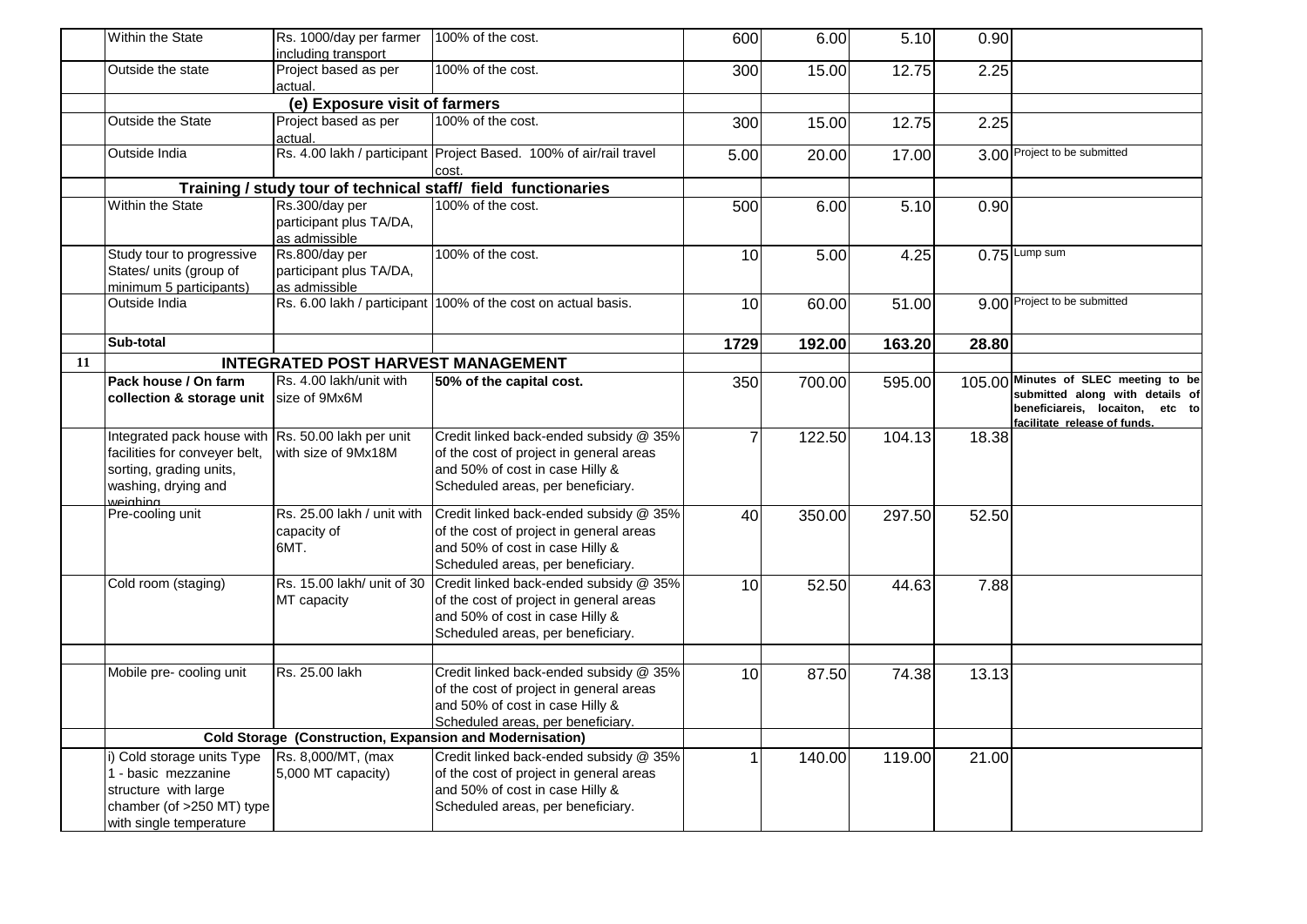| | | | | | | | | |
|---|---|---|---|---|---|---|---|---|
| | Within the State | Rs. 1000/day per farmer including transport | 100% of the cost. | 600 | 6.00 | 5.10 | 0.90 | |
| | Outside the state | Project based as per actual. | 100% of the cost. | 300 | 15.00 | 12.75 | 2.25 | |
| | | **(e) Exposure visit of farmers** | | | | | | |
| | Outside the State | Project based as per actual. | 100% of the cost. | 300 | 15.00 | 12.75 | 2.25 | |
| | Outside India | Rs. 4.00 lakh / participant | Project Based. 100% of air/rail travel cost. | 5.00 | 20.00 | 17.00 | 3.00 | Project to be submitted |
| | **Training / study tour of technical staff/ field functionaries** | | | | | | | |
| | Within the State | Rs.300/day per participant plus TA/DA, as admissible | 100% of the cost. | 500 | 6.00 | 5.10 | 0.90 | |
| | Study tour to progressive States/ units (group of minimum 5 participants) | Rs.800/day per participant plus TA/DA, as admissible | 100% of the cost. | 10 | 5.00 | 4.25 | 0.75 | Lump sum |
| | Outside India | Rs. 6.00 lakh / participant | 100% of the cost on actual basis. | 10 | 60.00 | 51.00 | 9.00 | Project to be submitted |
| | **Sub-total** | | | **1729** | **192.00** | **163.20** | **28.80** | |
| **11** | **INTEGRATED POST HARVEST MANAGEMENT** | | | | | | | |
| | **Pack house / On farm collection & storage unit** | Rs. 4.00 lakh/unit with size of 9Mx6M | **50% of the capital cost.** | 350 | 700.00 | 595.00 | 105.00 | **Minutes of SLEC meeting to be submitted along with details of beneficiareis, locaiton, etc to facilitate release of funds.** |
| | Integrated pack house with facilities for conveyer belt, sorting, grading units, washing, drying and weighing | Rs. 50.00 lakh per unit with size of 9Mx18M | Credit linked back-ended subsidy @ 35% of the cost of project in general areas and 50% of cost in case Hilly & Scheduled areas, per beneficiary. | 7 | 122.50 | 104.13 | 18.38 | |
| | Pre-cooling unit | Rs. 25.00 lakh / unit with capacity of 6MT. | Credit linked back-ended subsidy @ 35% of the cost of project in general areas and 50% of cost in case Hilly & Scheduled areas, per beneficiary. | 40 | 350.00 | 297.50 | 52.50 | |
| | Cold room (staging) | Rs. 15.00 lakh/ unit of 30 MT capacity | Credit linked back-ended subsidy @ 35% of the cost of project in general areas and 50% of cost in case Hilly & Scheduled areas, per beneficiary. | 10 | 52.50 | 44.63 | 7.88 | |
| | | | | | | | | |
| | Mobile pre- cooling unit | Rs. 25.00 lakh | Credit linked back-ended subsidy @ 35% of the cost of project in general areas and 50% of cost in case Hilly & Scheduled areas, per beneficiary. | 10 | 87.50 | 74.38 | 13.13 | |
| | **Cold Storage (Construction, Expansion and Modernisation)** | | | | | | | |
| | i) Cold storage units Type 1 - basic mezzanine structure with large chamber (of >250 MT) type with single temperature | Rs. 8,000/MT, (max 5,000 MT capacity) | Credit linked back-ended subsidy @ 35% of the cost of project in general areas and 50% of cost in case Hilly & Scheduled areas, per beneficiary. | 1 | 140.00 | 119.00 | 21.00 | |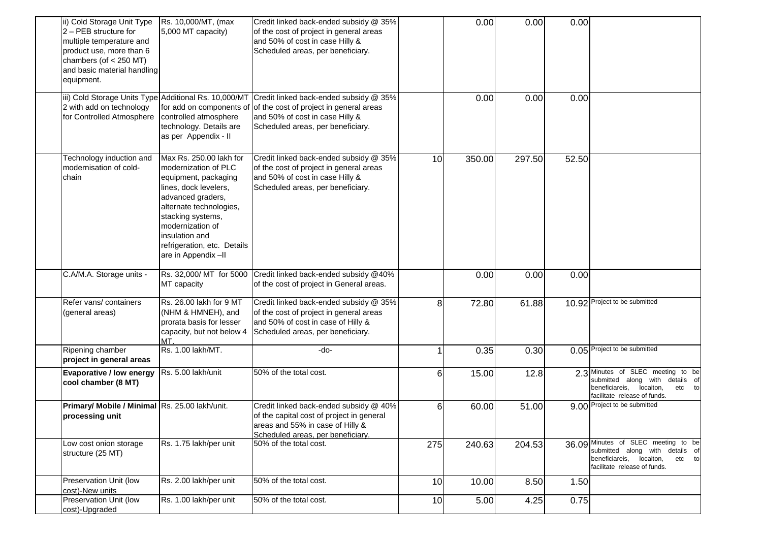| | | | | | | | | |
|---|---|---|---|---|---|---|---|---|
| | ii) Cold Storage Unit Type 2 – PEB structure for multiple temperature and product use, more than 6 chambers (of < 250 MT) and basic material handling equipment. | Rs. 10,000/MT, (max 5,000 MT capacity) | Credit linked back-ended subsidy @ 35% of the cost of project in general areas and 50% of cost in case Hilly & Scheduled areas, per beneficiary. | | 0.00 | 0.00 | 0.00 | |
| | iii) Cold Storage Units Type 2 with add on technology for Controlled Atmosphere | Additional Rs. 10,000/MT for add on components of controlled atmosphere technology. Details are as per Appendix - II | Credit linked back-ended subsidy @ 35% of the cost of project in general areas and 50% of cost in case Hilly & Scheduled areas, per beneficiary. | | 0.00 | 0.00 | 0.00 | |
| | Technology induction and modernisation of cold-chain | Max Rs. 250.00 lakh for modernization of PLC equipment, packaging lines, dock levelers, advanced graders, alternate technologies, stacking systems, modernization of insulation and refrigeration, etc. Details are in Appendix –II | Credit linked back-ended subsidy @ 35% of the cost of project in general areas and 50% of cost in case Hilly & Scheduled areas, per beneficiary. | 10 | 350.00 | 297.50 | 52.50 | |
| | C.A/M.A. Storage units - | Rs. 32,000/ MT for 5000 MT capacity | Credit linked back-ended subsidy @40% of the cost of project in General areas. | | 0.00 | 0.00 | 0.00 | |
| | Refer vans/ containers (general areas) | Rs. 26.00 lakh for 9 MT (NHM & HMNEH), and prorata basis for lesser capacity, but not below 4 MT. | Credit linked back-ended subsidy @ 35% of the cost of project in general areas and 50% of cost in case of Hilly & Scheduled areas, per beneficiary. | 8 | 72.80 | 61.88 | 10.92 | Project to be submitted |
| | Ripening chamber **project in general areas** | Rs. 1.00 lakh/MT. | -do- | 1 | 0.35 | 0.30 | 0.05 | Project to be submitted |
| | **Evaporative / low energy cool chamber (8 MT)** | Rs. 5.00 lakh/unit | 50% of the total cost. | 6 | 15.00 | 12.8 | 2.3 | Minutes of SLEC meeting to be submitted along with details of beneficiareis, locaiton, etc to facilitate release of funds. |
| | **Primary/ Mobile / Minimal processing unit** | Rs. 25.00 lakh/unit. | Credit linked back-ended subsidy @ 40% of the capital cost of project in general areas and 55% in case of Hilly & Scheduled areas, per beneficiary. | 6 | 60.00 | 51.00 | 9.00 | Project to be submitted |
| | Low cost onion storage structure (25 MT) | Rs. 1.75 lakh/per unit | 50% of the total cost. | 275 | 240.63 | 204.53 | 36.09 | Minutes of SLEC meeting to be submitted along with details of beneficiareis, locaiton, etc to facilitate release of funds. |
| | Preservation Unit (low cost)-New units | Rs. 2.00 lakh/per unit | 50% of the total cost. | 10 | 10.00 | 8.50 | 1.50 | |
| | Preservation Unit (low cost)-Upgraded | Rs. 1.00 lakh/per unit | 50% of the total cost. | 10 | 5.00 | 4.25 | 0.75 | |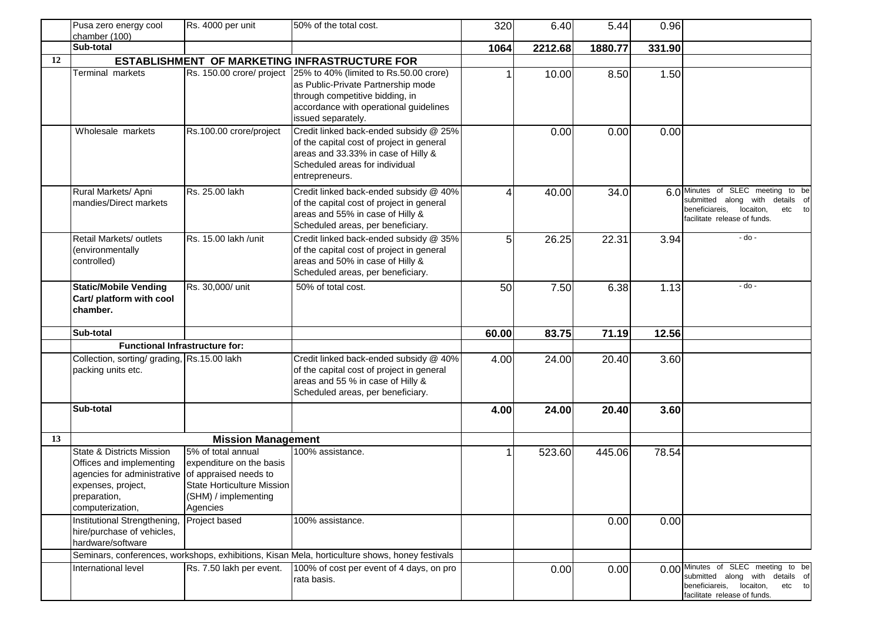|  |  |  |  |  |  |  |  |  |
|---|---|---|---|---|---|---|---|---|
|  | Pusa zero energy cool chamber (100) | Rs. 4000 per unit | 50% of the total cost. | 320 | 6.40 | 5.44 | 0.96 |  |
|  | **Sub-total** |  |  | **1064** | **2212.68** | **1880.77** | **331.90** |  |
| 12 | **ESTABLISHMENT OF MARKETING INFRASTRUCTURE FOR** |  |  |  |  |  |  |  |
|  | Terminal markets | Rs. 150.00 crore/ project | 25% to 40% (limited to Rs.50.00 crore) as Public-Private Partnership mode through competitive bidding, in accordance with operational guidelines issued separately. | 1 | 10.00 | 8.50 | 1.50 |  |
|  | Wholesale markets | Rs.100.00 crore/project | Credit linked back-ended subsidy @ 25% of the capital cost of project in general areas and 33.33% in case of Hilly & Scheduled areas for individual entrepreneurs. |  | 0.00 | 0.00 | 0.00 |  |
|  | Rural Markets/ Apni mandies/Direct markets | Rs. 25.00 lakh | Credit linked back-ended subsidy @ 40% of the capital cost of project in general areas and 55% in case of Hilly & Scheduled areas, per beneficiary. | 4 | 40.00 | 34.0 | 6.0 | Minutes of SLEC meeting to be submitted along with details of beneficiareis, locaiton, etc to facilitate release of funds. |
|  | Retail Markets/ outlets (environmentally controlled) | Rs. 15.00 lakh /unit | Credit linked back-ended subsidy @ 35% of the capital cost of project in general areas and 50% in case of Hilly & Scheduled areas, per beneficiary. | 5 | 26.25 | 22.31 | 3.94 | - do - |
|  | **Static/Mobile Vending Cart/ platform with cool chamber.** | Rs. 30,000/ unit | 50% of total cost. | 50 | 7.50 | 6.38 | 1.13 | - do - |
|  | **Sub-total** |  |  | **60.00** | **83.75** | **71.19** | **12.56** |  |
|  | **Functional Infrastructure for:** |  |  |  |  |  |  |  |
|  | Collection, sorting/ grading, packing units etc. | Rs.15.00 lakh | Credit linked back-ended subsidy @ 40% of the capital cost of project in general areas and 55 % in case of Hilly & Scheduled areas, per beneficiary. | 4.00 | 24.00 | 20.40 | 3.60 |  |
|  | **Sub-total** |  |  | **4.00** | **24.00** | **20.40** | **3.60** |  |
| 13 | **Mission Management** |  |  |  |  |  |  |  |
|  | State & Districts Mission Offices and implementing agencies for administrative expenses, project, preparation, computerization, | 5% of total annual expenditure on the basis of appraised needs to State Horticulture Mission (SHM) / implementing Agencies | 100% assistance. | 1 | 523.60 | 445.06 | 78.54 |  |
|  | Institutional Strengthening, hire/purchase of vehicles, hardware/software | Project based | 100% assistance. |  |  | 0.00 | 0.00 |  |
|  | Seminars, conferences, workshops, exhibitions, Kisan Mela, horticulture shows, honey festivals |  |  |  |  |  |  |  |
|  | International level | Rs. 7.50 lakh per event. | 100% of cost per event of 4 days, on pro rata basis. |  | 0.00 | 0.00 | 0.00 | Minutes of SLEC meeting to be submitted along with details of beneficiareis, locaiton, etc to facilitate release of funds. |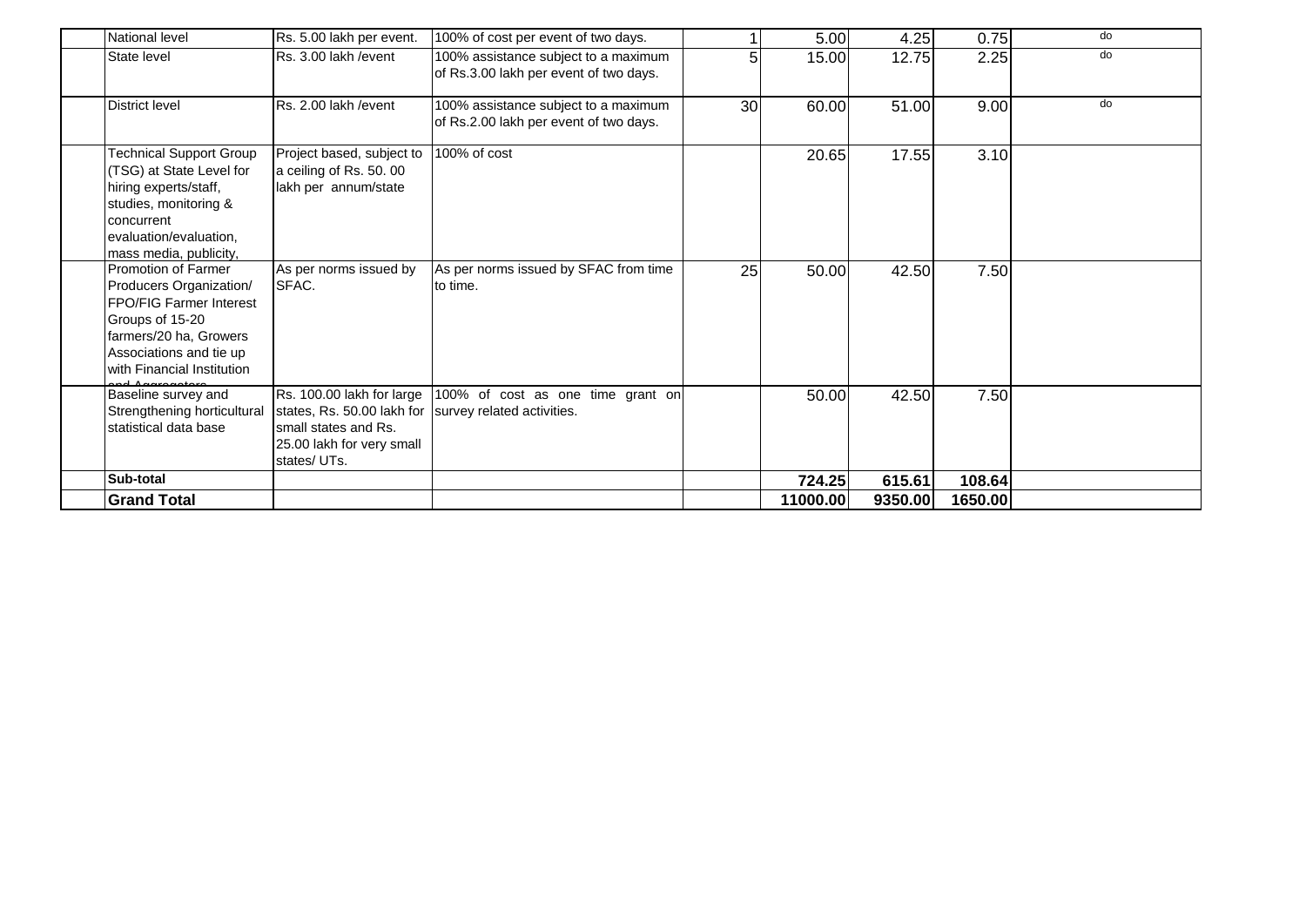| | | | | | | | | |
|---|---|---|---|---|---|---|---|---|
| | National level | Rs. 5.00 lakh per event. | 100% of cost per event of two days. | 1 | 5.00 | 4.25 | 0.75 | do |
| | State level | Rs. 3.00 lakh /event | 100% assistance subject to a maximum of Rs.3.00 lakh per event of two days. | 5 | 15.00 | 12.75 | 2.25 | do |
| | District level | Rs. 2.00 lakh /event | 100% assistance subject to a maximum of Rs.2.00 lakh per event of two days. | 30 | 60.00 | 51.00 | 9.00 | do |
| | Technical Support Group (TSG) at State Level for hiring experts/staff, studies, monitoring & concurrent evaluation/evaluation, mass media, publicity, | Project based, subject to a ceiling of Rs. 50. 00 lakh per annum/state | 100% of cost | | 20.65 | 17.55 | 3.10 | |
| | Promotion of Farmer Producers Organization/ FPO/FIG Farmer Interest Groups of 15-20 farmers/20 ha, Growers Associations and tie up with Financial Institution and Aggregators | As per norms issued by SFAC. | As per norms issued by SFAC from time to time. | 25 | 50.00 | 42.50 | 7.50 | |
| | Baseline survey and Strengthening horticultural statistical data base | Rs. 100.00 lakh for large states, Rs. 50.00 lakh for small states and Rs. 25.00 lakh for very small states/ UTs. | 100% of cost as one time grant on survey related activities. | | 50.00 | 42.50 | 7.50 | |
| | **Sub-total** | | | | **724.25** | **615.61** | **108.64** | |
| | **Grand Total** | | | | **11000.00** | **9350.00** | **1650.00** | |